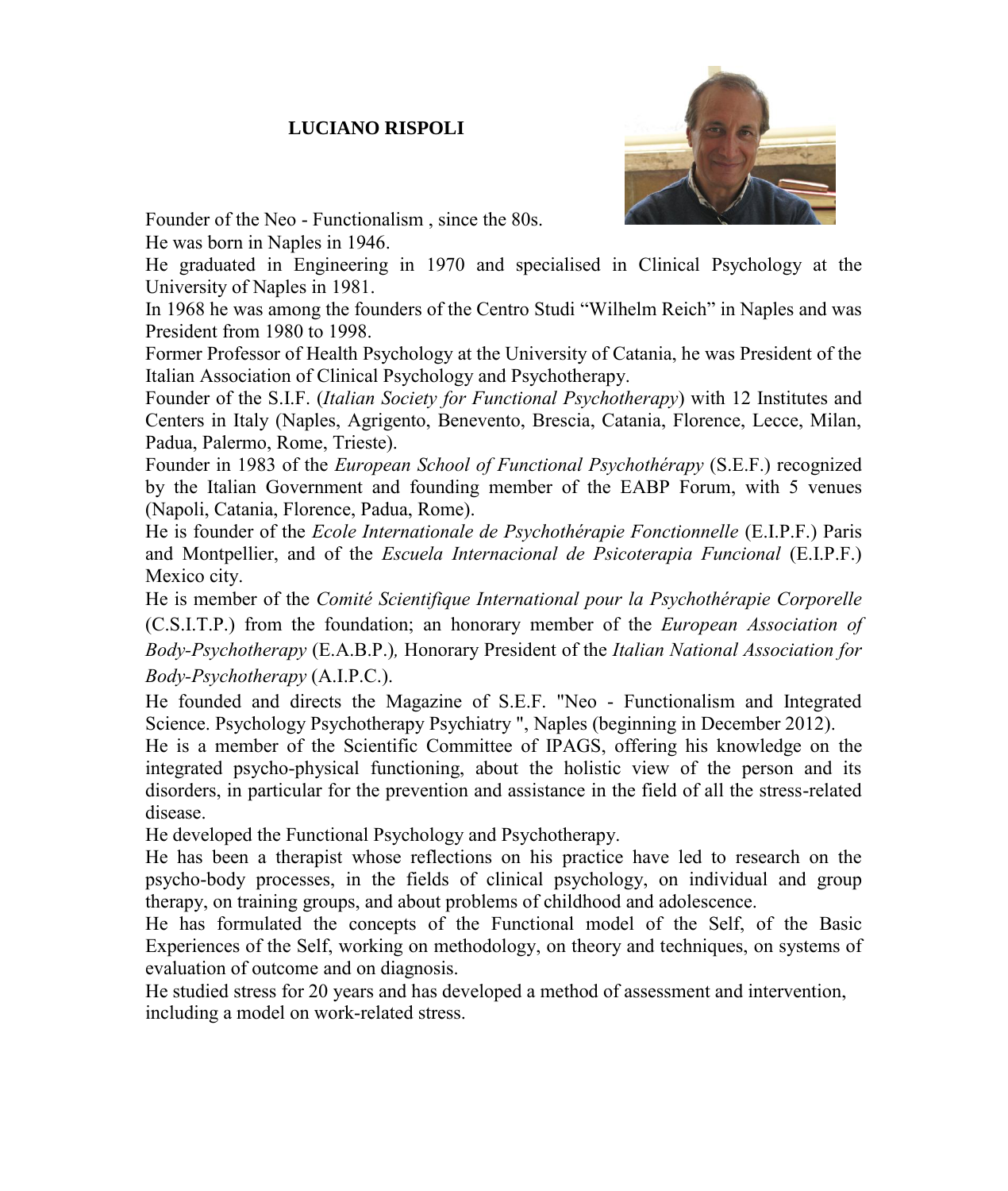# LUCIANO RISPOLI

Founder of the Neo - Functionalism , since the 80s.
He was born in Naples in 1946.
He graduated in Engineering in 1970 and specialised in Clinical Psychology at the University of Naples in 1981.
In 1968 he was among the founders of the Centro Studi “Wilhelm Reich” in Naples and was President from 1980 to 1998.
Former Professor of Health Psychology at the University of Catania, he was President of the Italian Association of Clinical Psychology and Psychotherapy.
Founder of the S.I.F. (*Italian Society for Functional Psychotherapy*) with 12 Institutes and Centers in Italy (Naples, Agrigento, Benevento, Brescia, Catania, Florence, Lecce, Milan, Padua, Palermo, Rome, Trieste).
Founder in 1983 of the *European School of Functional Psychothérapy* (S.E.F.) recognized by the Italian Government and founding member of the EABP Forum, with 5 venues (Napoli, Catania, Florence, Padua, Rome).
He is founder of the *Ecole Internationale de Psychothérapie Fonctionnelle* (E.I.P.F.) Paris and Montpellier, and of the *Escuela Internacional de Psicoterapia Funcional* (E.I.P.F.) Mexico city.
He is member of the *Comité Scientifique International pour la Psychothérapie Corporelle* (C.S.I.T.P.) from the foundation; an honorary member of the *European Association of Body-Psychotherapy* (E.A.B.P.)*,* Honorary President of the *Italian National Association for Body-Psychotherapy* (A.I.P.C.).
He founded and directs the Magazine of S.E.F. "Neo - Functionalism and Integrated Science. Psychology Psychotherapy Psychiatry ", Naples (beginning in December 2012).
He is a member of the Scientific Committee of IPAGS, offering his knowledge on the integrated psycho-physical functioning, about the holistic view of the person and its disorders, in particular for the prevention and assistance in the field of all the stress-related disease.
He developed the Functional Psychology and Psychotherapy.
He has been a therapist whose reflections on his practice have led to research on the psycho-body processes, in the fields of clinical psychology, on individual and group therapy, on training groups, and about problems of childhood and adolescence.
He has formulated the concepts of the Functional model of the Self, of the Basic Experiences of the Self, working on methodology, on theory and techniques, on systems of evaluation of outcome and on diagnosis.
He studied stress for 20 years and has developed a method of assessment and intervention, including a model on work-related stress.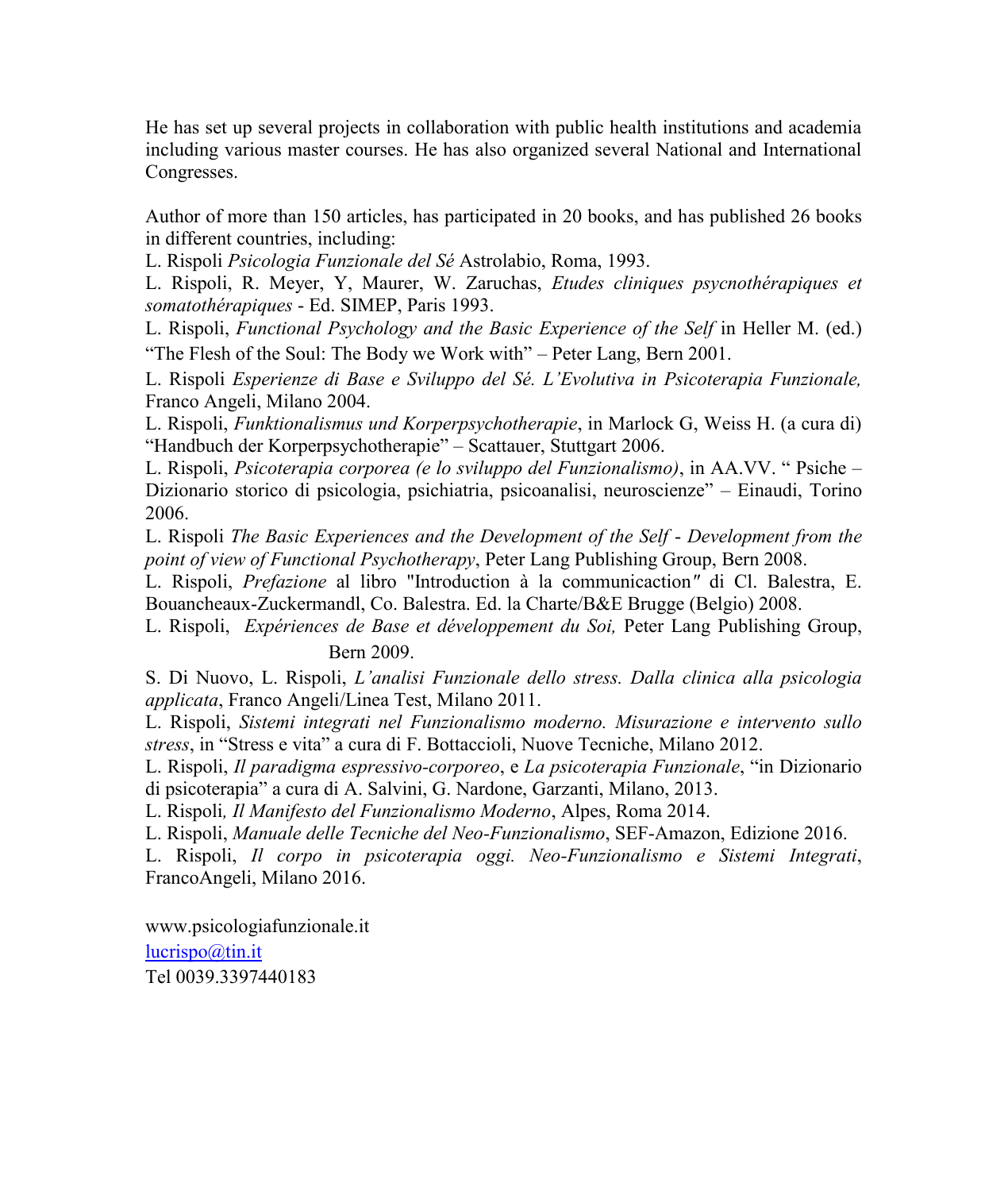He has set up several projects in collaboration with public health institutions and academia including various master courses. He has also organized several National and International Congresses.

Author of more than 150 articles, has participated in 20 books, and has published 26 books in different countries, including:

L. Rispoli *Psicologia Funzionale del Sé* Astrolabio, Roma, 1993.

L. Rispoli, R. Meyer, Y, Maurer, W. Zaruchas, *Etudes cliniques psycnothérapiques et somatothérapiques* - Ed. SIMEP, Paris 1993.

L. Rispoli, *Functional Psychology and the Basic Experience of the Self* in Heller M. (ed.) “The Flesh of the Soul: The Body we Work with” – Peter Lang, Bern 2001.

L. Rispoli *Esperienze di Base e Sviluppo del Sé. L’Evolutiva in Psicoterapia Funzionale,* Franco Angeli, Milano 2004.

L. Rispoli, *Funktionalismus und Korperpsychotherapie*, in Marlock G, Weiss H. (a cura di) “Handbuch der Korperpsychotherapie” – Scattauer, Stuttgart 2006.

L. Rispoli, *Psicoterapia corporea (e lo sviluppo del Funzionalismo)*, in AA.VV. “ Psiche – Dizionario storico di psicologia, psichiatria, psicoanalisi, neuroscienze” – Einaudi, Torino 2006.

L. Rispoli *The Basic Experiences and the Development of the Self - Development from the point of view of Functional Psychotherapy*, Peter Lang Publishing Group, Bern 2008.

L. Rispoli, *Prefazione* al libro "Introduction à la communicaction" di Cl. Balestra, E. Bouancheaux-Zuckermandl, Co. Balestra. Ed. la Charte/B&E Brugge (Belgio) 2008.

L. Rispoli, *Expériences de Base et développement du Soi,* Peter Lang Publishing Group, Bern 2009.

S. Di Nuovo, L. Rispoli, *L’analisi Funzionale dello stress. Dalla clinica alla psicologia applicata*, Franco Angeli/Linea Test, Milano 2011.

L. Rispoli, *Sistemi integrati nel Funzionalismo moderno. Misurazione e intervento sullo stress*, in “Stress e vita” a cura di F. Bottaccioli, Nuove Tecniche, Milano 2012.

L. Rispoli, *Il paradigma espressivo-corporeo*, e *La psicoterapia Funzionale*, “in Dizionario di psicoterapia” a cura di A. Salvini, G. Nardone, Garzanti, Milano, 2013.

L. Rispoli*, Il Manifesto del Funzionalismo Moderno*, Alpes, Roma 2014.

L. Rispoli, *Manuale delle Tecniche del Neo-Funzionalismo*, SEF-Amazon, Edizione 2016.

L. Rispoli, *Il corpo in psicoterapia oggi. Neo-Funzionalismo e Sistemi Integrati*, FrancoAngeli, Milano 2016.

www.psicologiafunzionale.it
lucrispo@tin.it
Tel 0039.3397440183